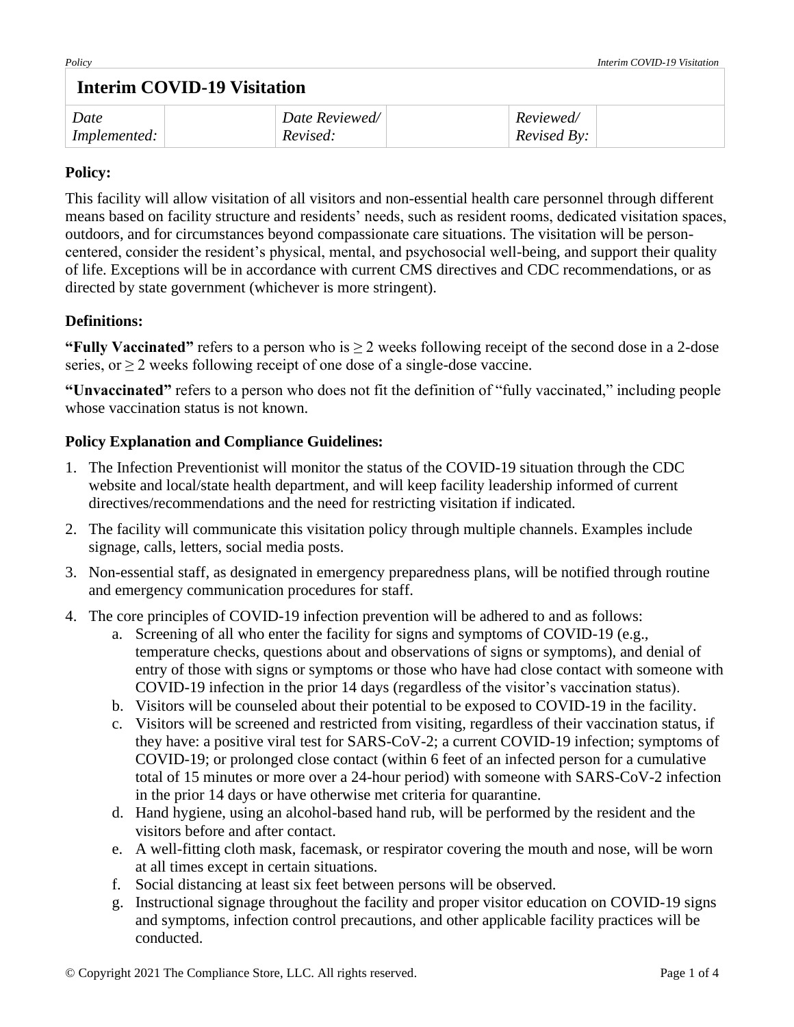# Interim COVID-19 Visitation

| *Date Implemented:* | | *Date Reviewed/ Revised:* | | *Reviewed/ Revised By:* | |
|---|---|---|---|---|---|

**Policy:**

This facility will allow visitation of all visitors and non-essential health care personnel through different means based on facility structure and residents' needs, such as resident rooms, dedicated visitation spaces, outdoors, and for circumstances beyond compassionate care situations. The visitation will be person-centered, consider the resident's physical, mental, and psychosocial well-being, and support their quality of life. Exceptions will be in accordance with current CMS directives and CDC recommendations, or as directed by state government (whichever is more stringent).

**Definitions:**

**"Fully Vaccinated"** refers to a person who is ≥ 2 weeks following receipt of the second dose in a 2-dose series, or ≥ 2 weeks following receipt of one dose of a single-dose vaccine.

**"Unvaccinated"** refers to a person who does not fit the definition of "fully vaccinated," including people whose vaccination status is not known.

**Policy Explanation and Compliance Guidelines:**

1. The Infection Preventionist will monitor the status of the COVID-19 situation through the CDC website and local/state health department, and will keep facility leadership informed of current directives/recommendations and the need for restricting visitation if indicated.
2. The facility will communicate this visitation policy through multiple channels. Examples include signage, calls, letters, social media posts.
3. Non-essential staff, as designated in emergency preparedness plans, will be notified through routine and emergency communication procedures for staff.
4. The core principles of COVID-19 infection prevention will be adhered to and as follows:
   a. Screening of all who enter the facility for signs and symptoms of COVID-19 (e.g., temperature checks, questions about and observations of signs or symptoms), and denial of entry of those with signs or symptoms or those who have had close contact with someone with COVID-19 infection in the prior 14 days (regardless of the visitor's vaccination status).
   b. Visitors will be counseled about their potential to be exposed to COVID-19 in the facility.
   c. Visitors will be screened and restricted from visiting, regardless of their vaccination status, if they have: a positive viral test for SARS-CoV-2; a current COVID-19 infection; symptoms of COVID-19; or prolonged close contact (within 6 feet of an infected person for a cumulative total of 15 minutes or more over a 24-hour period) with someone with SARS-CoV-2 infection in the prior 14 days or have otherwise met criteria for quarantine.
   d. Hand hygiene, using an alcohol-based hand rub, will be performed by the resident and the visitors before and after contact.
   e. A well-fitting cloth mask, facemask, or respirator covering the mouth and nose, will be worn at all times except in certain situations.
   f. Social distancing at least six feet between persons will be observed.
   g. Instructional signage throughout the facility and proper visitor education on COVID-19 signs and symptoms, infection control precautions, and other applicable facility practices will be conducted.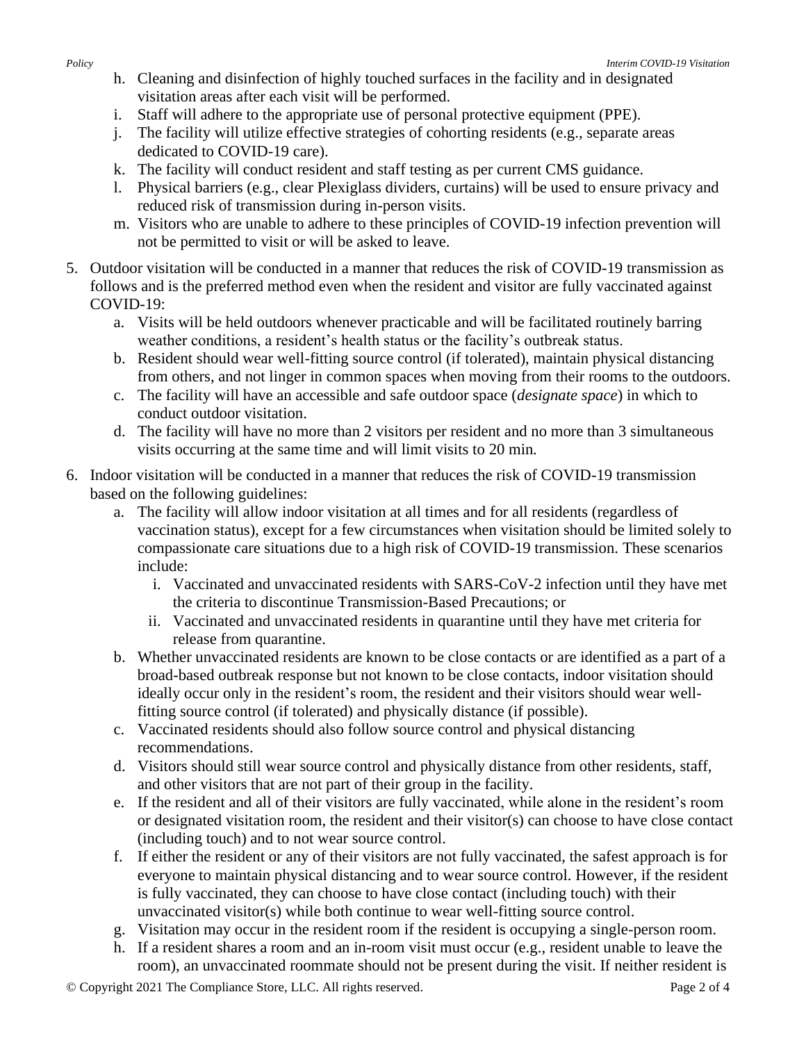h. Cleaning and disinfection of highly touched surfaces in the facility and in designated visitation areas after each visit will be performed.
i. Staff will adhere to the appropriate use of personal protective equipment (PPE).
j. The facility will utilize effective strategies of cohorting residents (e.g., separate areas dedicated to COVID-19 care).
k. The facility will conduct resident and staff testing as per current CMS guidance.
l. Physical barriers (e.g., clear Plexiglass dividers, curtains) will be used to ensure privacy and reduced risk of transmission during in-person visits.
m. Visitors who are unable to adhere to these principles of COVID-19 infection prevention will not be permitted to visit or will be asked to leave.

5. Outdoor visitation will be conducted in a manner that reduces the risk of COVID-19 transmission as follows and is the preferred method even when the resident and visitor are fully vaccinated against COVID-19:
   a. Visits will be held outdoors whenever practicable and will be facilitated routinely barring weather conditions, a resident's health status or the facility's outbreak status.
   b. Resident should wear well-fitting source control (if tolerated), maintain physical distancing from others, and not linger in common spaces when moving from their rooms to the outdoors.
   c. The facility will have an accessible and safe outdoor space (*designate space*) in which to conduct outdoor visitation.
   d. The facility will have no more than 2 visitors per resident and no more than 3 simultaneous visits occurring at the same time and will limit visits to 20 min.

6. Indoor visitation will be conducted in a manner that reduces the risk of COVID-19 transmission based on the following guidelines:
   a. The facility will allow indoor visitation at all times and for all residents (regardless of vaccination status), except for a few circumstances when visitation should be limited solely to compassionate care situations due to a high risk of COVID-19 transmission. These scenarios include:
      i. Vaccinated and unvaccinated residents with SARS-CoV-2 infection until they have met the criteria to discontinue Transmission-Based Precautions; or
      ii. Vaccinated and unvaccinated residents in quarantine until they have met criteria for release from quarantine.
   b. Whether unvaccinated residents are known to be close contacts or are identified as a part of a broad-based outbreak response but not known to be close contacts, indoor visitation should ideally occur only in the resident's room, the resident and their visitors should wear well-fitting source control (if tolerated) and physically distance (if possible).
   c. Vaccinated residents should also follow source control and physical distancing recommendations.
   d. Visitors should still wear source control and physically distance from other residents, staff, and other visitors that are not part of their group in the facility.
   e. If the resident and all of their visitors are fully vaccinated, while alone in the resident's room or designated visitation room, the resident and their visitor(s) can choose to have close contact (including touch) and to not wear source control.
   f. If either the resident or any of their visitors are not fully vaccinated, the safest approach is for everyone to maintain physical distancing and to wear source control. However, if the resident is fully vaccinated, they can choose to have close contact (including touch) with their unvaccinated visitor(s) while both continue to wear well-fitting source control.
   g. Visitation may occur in the resident room if the resident is occupying a single-person room.
   h. If a resident shares a room and an in-room visit must occur (e.g., resident unable to leave the room), an unvaccinated roommate should not be present during the visit. If neither resident is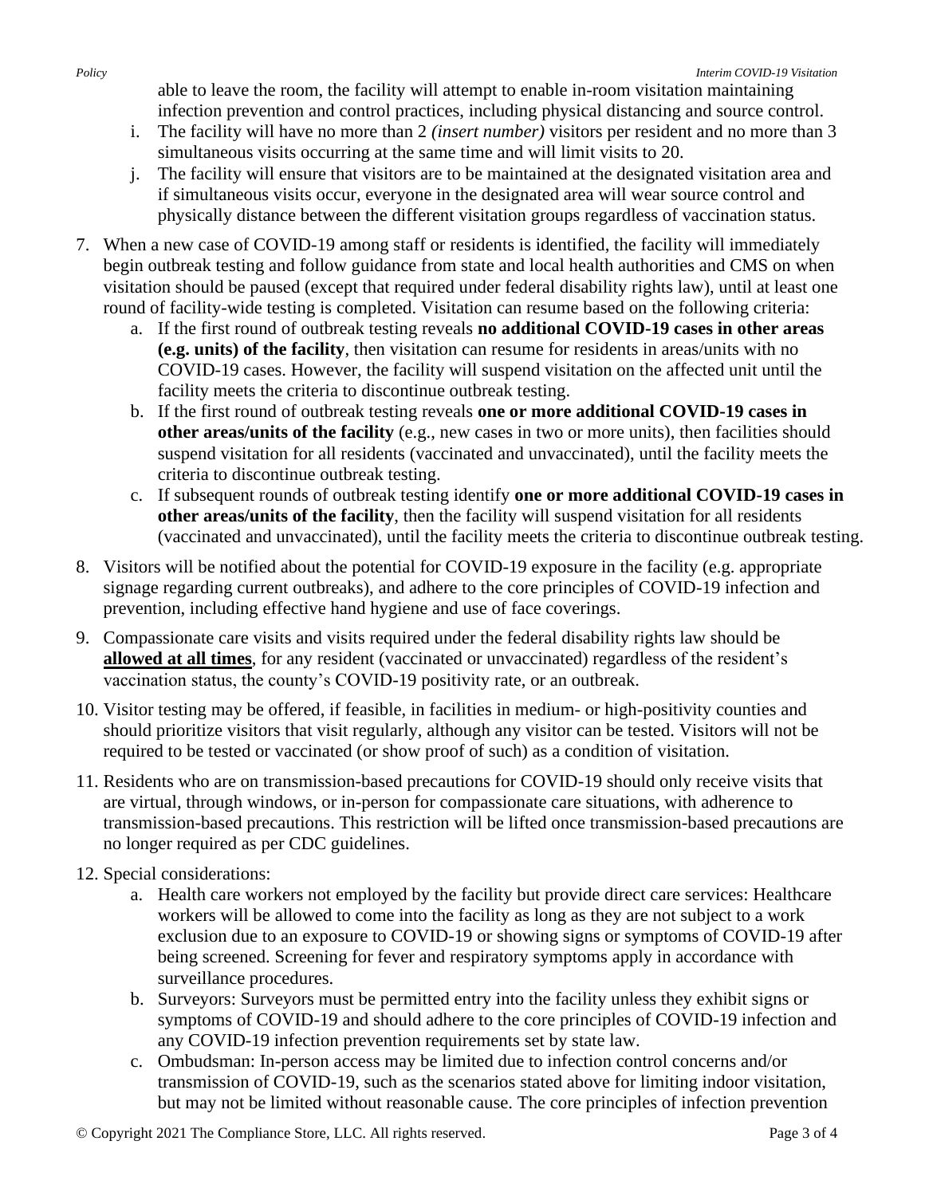able to leave the room, the facility will attempt to enable in-room visitation maintaining infection prevention and control practices, including physical distancing and source control.

   i. The facility will have no more than 2 *(insert number)* visitors per resident and no more than 3 simultaneous visits occurring at the same time and will limit visits to 20.
   j. The facility will ensure that visitors are to be maintained at the designated visitation area and if simultaneous visits occur, everyone in the designated area will wear source control and physically distance between the different visitation groups regardless of vaccination status.

7. When a new case of COVID-19 among staff or residents is identified, the facility will immediately begin outbreak testing and follow guidance from state and local health authorities and CMS on when visitation should be paused (except that required under federal disability rights law), until at least one round of facility-wide testing is completed. Visitation can resume based on the following criteria:
   a. If the first round of outbreak testing reveals **no additional COVID-19 cases in other areas (e.g. units) of the facility**, then visitation can resume for residents in areas/units with no COVID-19 cases. However, the facility will suspend visitation on the affected unit until the facility meets the criteria to discontinue outbreak testing.
   b. If the first round of outbreak testing reveals **one or more additional COVID-19 cases in other areas/units of the facility** (e.g., new cases in two or more units), then facilities should suspend visitation for all residents (vaccinated and unvaccinated), until the facility meets the criteria to discontinue outbreak testing.
   c. If subsequent rounds of outbreak testing identify **one or more additional COVID-19 cases in other areas/units of the facility**, then the facility will suspend visitation for all residents (vaccinated and unvaccinated), until the facility meets the criteria to discontinue outbreak testing.

8. Visitors will be notified about the potential for COVID-19 exposure in the facility (e.g. appropriate signage regarding current outbreaks), and adhere to the core principles of COVID-19 infection and prevention, including effective hand hygiene and use of face coverings.

9. Compassionate care visits and visits required under the federal disability rights law should be **allowed at all times**, for any resident (vaccinated or unvaccinated) regardless of the resident's vaccination status, the county's COVID-19 positivity rate, or an outbreak.

10. Visitor testing may be offered, if feasible, in facilities in medium- or high-positivity counties and should prioritize visitors that visit regularly, although any visitor can be tested. Visitors will not be required to be tested or vaccinated (or show proof of such) as a condition of visitation.

11. Residents who are on transmission-based precautions for COVID-19 should only receive visits that are virtual, through windows, or in-person for compassionate care situations, with adherence to transmission-based precautions. This restriction will be lifted once transmission-based precautions are no longer required as per CDC guidelines.

12. Special considerations:
    a. Health care workers not employed by the facility but provide direct care services: Healthcare workers will be allowed to come into the facility as long as they are not subject to a work exclusion due to an exposure to COVID-19 or showing signs or symptoms of COVID-19 after being screened. Screening for fever and respiratory symptoms apply in accordance with surveillance procedures.
    b. Surveyors: Surveyors must be permitted entry into the facility unless they exhibit signs or symptoms of COVID-19 and should adhere to the core principles of COVID-19 infection and any COVID-19 infection prevention requirements set by state law.
    c. Ombudsman: In-person access may be limited due to infection control concerns and/or transmission of COVID-19, such as the scenarios stated above for limiting indoor visitation, but may not be limited without reasonable cause. The core principles of infection prevention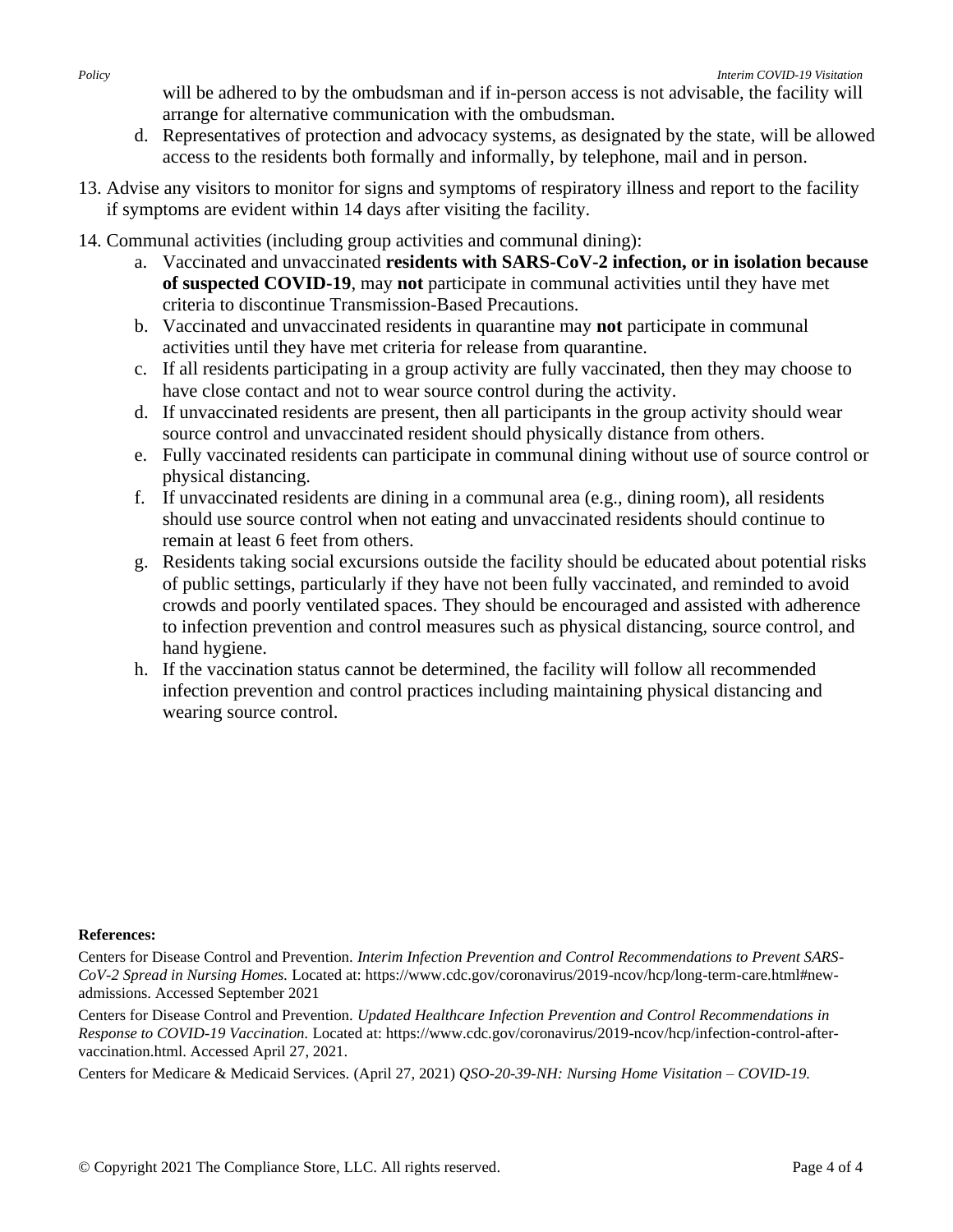will be adhered to by the ombudsman and if in-person access is not advisable, the facility will arrange for alternative communication with the ombudsman.

   d. Representatives of protection and advocacy systems, as designated by the state, will be allowed access to the residents both formally and informally, by telephone, mail and in person.

13. Advise any visitors to monitor for signs and symptoms of respiratory illness and report to the facility if symptoms are evident within 14 days after visiting the facility.

14. Communal activities (including group activities and communal dining):
   a. Vaccinated and unvaccinated **residents with SARS-CoV-2 infection, or in isolation because of suspected COVID-19**, may **not** participate in communal activities until they have met criteria to discontinue Transmission-Based Precautions.
   b. Vaccinated and unvaccinated residents in quarantine may **not** participate in communal activities until they have met criteria for release from quarantine.
   c. If all residents participating in a group activity are fully vaccinated, then they may choose to have close contact and not to wear source control during the activity.
   d. If unvaccinated residents are present, then all participants in the group activity should wear source control and unvaccinated resident should physically distance from others.
   e. Fully vaccinated residents can participate in communal dining without use of source control or physical distancing.
   f. If unvaccinated residents are dining in a communal area (e.g., dining room), all residents should use source control when not eating and unvaccinated residents should continue to remain at least 6 feet from others.
   g. Residents taking social excursions outside the facility should be educated about potential risks of public settings, particularly if they have not been fully vaccinated, and reminded to avoid crowds and poorly ventilated spaces. They should be encouraged and assisted with adherence to infection prevention and control measures such as physical distancing, source control, and hand hygiene.
   h. If the vaccination status cannot be determined, the facility will follow all recommended infection prevention and control practices including maintaining physical distancing and wearing source control.

**References:**

Centers for Disease Control and Prevention. *Interim Infection Prevention and Control Recommendations to Prevent SARS-CoV-2 Spread in Nursing Homes.* Located at: https://www.cdc.gov/coronavirus/2019-ncov/hcp/long-term-care.html#new-admissions. Accessed September 2021

Centers for Disease Control and Prevention. *Updated Healthcare Infection Prevention and Control Recommendations in Response to COVID-19 Vaccination.* Located at: https://www.cdc.gov/coronavirus/2019-ncov/hcp/infection-control-after-vaccination.html. Accessed April 27, 2021.

Centers for Medicare & Medicaid Services. (April 27, 2021) *QSO-20-39-NH: Nursing Home Visitation – COVID-19.*

© Copyright 2021 The Compliance Store, LLC. All rights reserved.